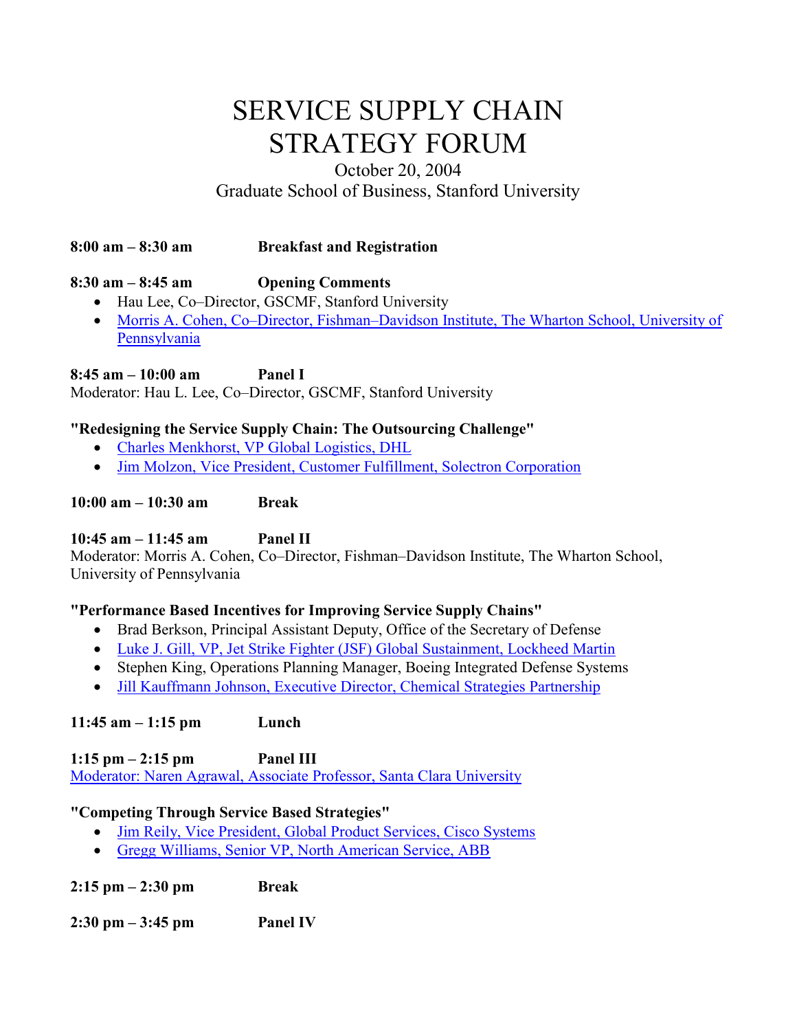# SERVICE SUPPLY CHAIN STRATEGY FORUM

October 20, 2004
Graduate School of Business, Stanford University

**8:00 am – 8:30 am** **Breakfast and Registration**

**8:30 am – 8:45 am** **Opening Comments**

- Hau Lee, Co–Director, GSCMF, Stanford University
- Morris A. Cohen, Co–Director, Fishman–Davidson Institute, The Wharton School, University of Pennsylvania

**8:45 am – 10:00 am** **Panel I**

Moderator: Hau L. Lee, Co–Director, GSCMF, Stanford University

**"Redesigning the Service Supply Chain: The Outsourcing Challenge"**

- Charles Menkhorst, VP Global Logistics, DHL
- Jim Molzon, Vice President, Customer Fulfillment, Solectron Corporation

**10:00 am – 10:30 am** **Break**

**10:45 am – 11:45 am** **Panel II**

Moderator: Morris A. Cohen, Co–Director, Fishman–Davidson Institute, The Wharton School, University of Pennsylvania

**"Performance Based Incentives for Improving Service Supply Chains"**

- Brad Berkson, Principal Assistant Deputy, Office of the Secretary of Defense
- Luke J. Gill, VP, Jet Strike Fighter (JSF) Global Sustainment, Lockheed Martin
- Stephen King, Operations Planning Manager, Boeing Integrated Defense Systems
- Jill Kauffmann Johnson, Executive Director, Chemical Strategies Partnership

**11:45 am – 1:15 pm** **Lunch**

**1:15 pm – 2:15 pm** **Panel III**

Moderator: Naren Agrawal, Associate Professor, Santa Clara University

**"Competing Through Service Based Strategies"**

- Jim Reily, Vice President, Global Product Services, Cisco Systems
- Gregg Williams, Senior VP, North American Service, ABB

**2:15 pm – 2:30 pm** **Break**

**2:30 pm – 3:45 pm** **Panel IV**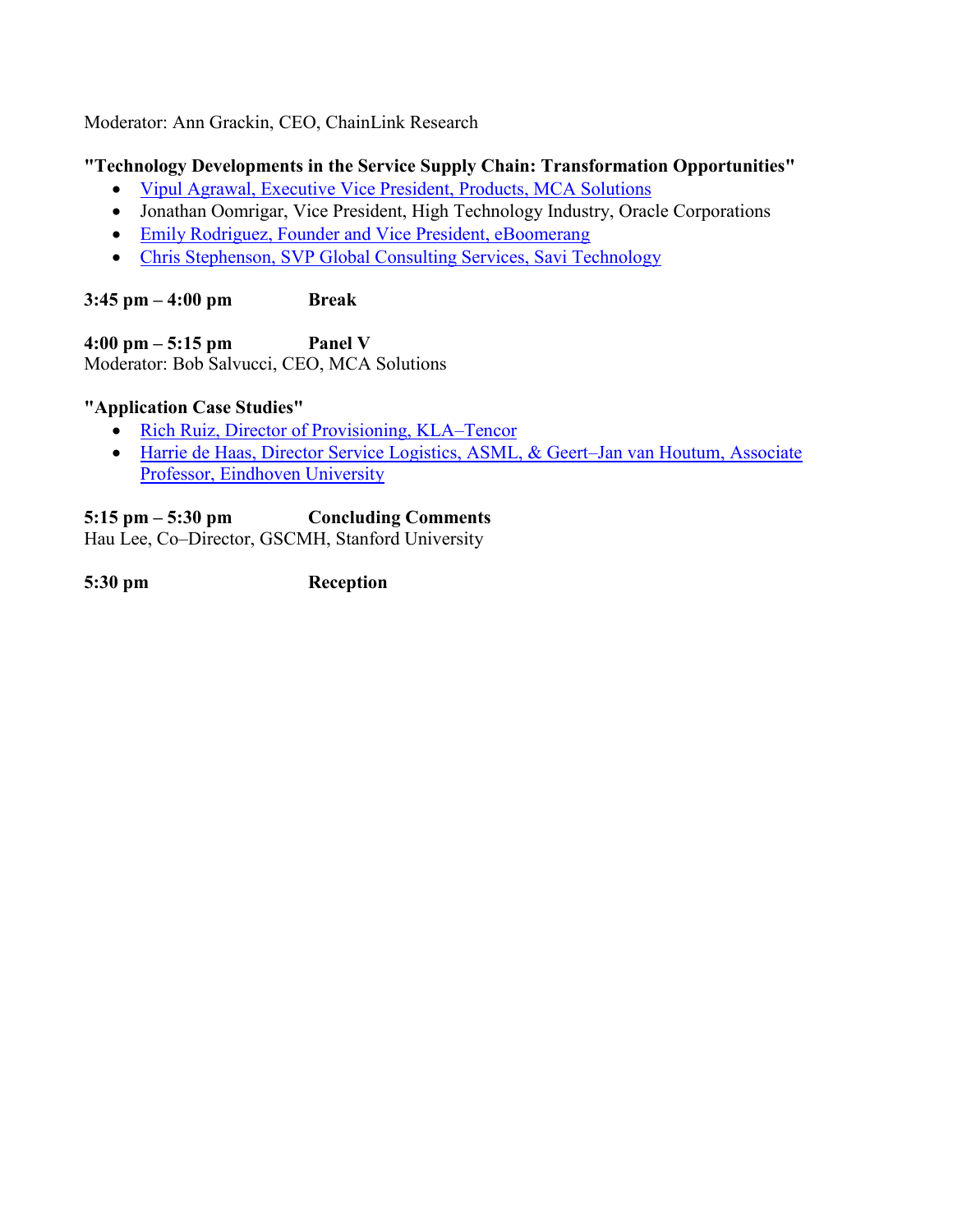Moderator: Ann Grackin, CEO, ChainLink Research

**"Technology Developments in the Service Supply Chain: Transformation Opportunities"**

- Vipul Agrawal, Executive Vice President, Products, MCA Solutions
- Jonathan Oomrigar, Vice President, High Technology Industry, Oracle Corporations
- Emily Rodriguez, Founder and Vice President, eBoomerang
- Chris Stephenson, SVP Global Consulting Services, Savi Technology

**3:45 pm – 4:00 pm** **Break**

**4:00 pm – 5:15 pm** **Panel V**
Moderator: Bob Salvucci, CEO, MCA Solutions

**"Application Case Studies"**

- Rich Ruiz, Director of Provisioning, KLA–Tencor
- Harrie de Haas, Director Service Logistics, ASML, & Geert–Jan van Houtum, Associate Professor, Eindhoven University

**5:15 pm – 5:30 pm** **Concluding Comments**
Hau Lee, Co–Director, GSCMH, Stanford University

**5:30 pm** **Reception**